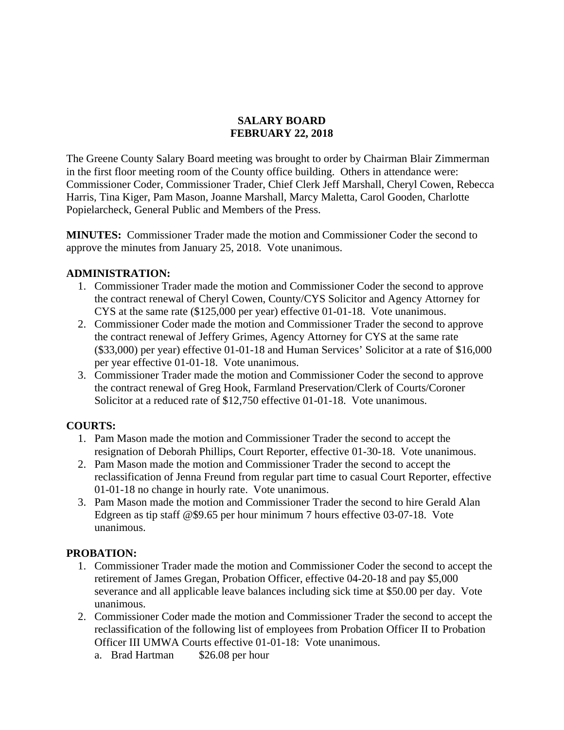# SALARY BOARD
# FEBRUARY 22, 2018

The Greene County Salary Board meeting was brought to order by Chairman Blair Zimmerman in the first floor meeting room of the County office building. Others in attendance were: Commissioner Coder, Commissioner Trader, Chief Clerk Jeff Marshall, Cheryl Cowen, Rebecca Harris, Tina Kiger, Pam Mason, Joanne Marshall, Marcy Maletta, Carol Gooden, Charlotte Popielarcheck, General Public and Members of the Press.

**MINUTES:** Commissioner Trader made the motion and Commissioner Coder the second to approve the minutes from January 25, 2018. Vote unanimous.

**ADMINISTRATION:**

1. Commissioner Trader made the motion and Commissioner Coder the second to approve the contract renewal of Cheryl Cowen, County/CYS Solicitor and Agency Attorney for CYS at the same rate ($125,000 per year) effective 01-01-18. Vote unanimous.
2. Commissioner Coder made the motion and Commissioner Trader the second to approve the contract renewal of Jeffery Grimes, Agency Attorney for CYS at the same rate ($33,000) per year) effective 01-01-18 and Human Services' Solicitor at a rate of $16,000 per year effective 01-01-18. Vote unanimous.
3. Commissioner Trader made the motion and Commissioner Coder the second to approve the contract renewal of Greg Hook, Farmland Preservation/Clerk of Courts/Coroner Solicitor at a reduced rate of $12,750 effective 01-01-18. Vote unanimous.

**COURTS:**

1. Pam Mason made the motion and Commissioner Trader the second to accept the resignation of Deborah Phillips, Court Reporter, effective 01-30-18. Vote unanimous.
2. Pam Mason made the motion and Commissioner Trader the second to accept the reclassification of Jenna Freund from regular part time to casual Court Reporter, effective 01-01-18 no change in hourly rate. Vote unanimous.
3. Pam Mason made the motion and Commissioner Trader the second to hire Gerald Alan Edgreen as tip staff @$9.65 per hour minimum 7 hours effective 03-07-18. Vote unanimous.

**PROBATION:**

1. Commissioner Trader made the motion and Commissioner Coder the second to accept the retirement of James Gregan, Probation Officer, effective 04-20-18 and pay $5,000 severance and all applicable leave balances including sick time at $50.00 per day. Vote unanimous.
2. Commissioner Coder made the motion and Commissioner Trader the second to accept the reclassification of the following list of employees from Probation Officer II to Probation Officer III UMWA Courts effective 01-01-18: Vote unanimous.
   a. Brad Hartman $26.08 per hour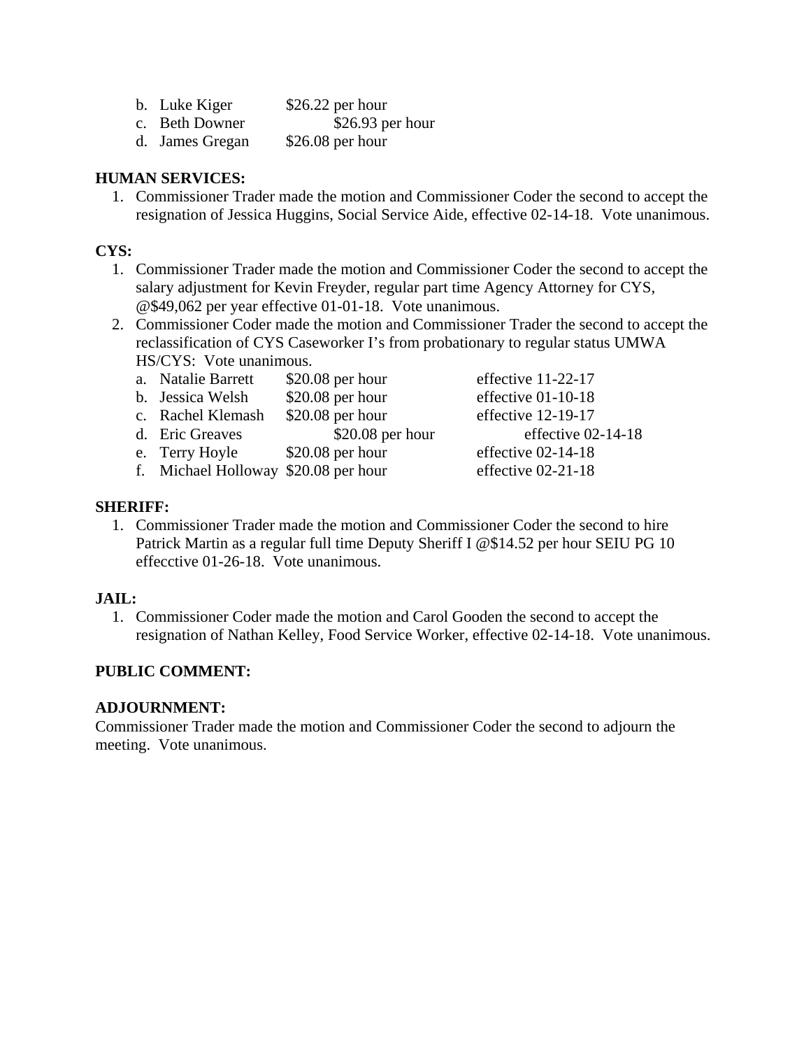b. Luke Kiger $26.22 per hour
c. Beth Downer $26.93 per hour
d. James Gregan $26.08 per hour

**HUMAN SERVICES:**

1. Commissioner Trader made the motion and Commissioner Coder the second to accept the resignation of Jessica Huggins, Social Service Aide, effective 02-14-18. Vote unanimous.

**CYS:**

1. Commissioner Trader made the motion and Commissioner Coder the second to accept the salary adjustment for Kevin Freyder, regular part time Agency Attorney for CYS, @$49,062 per year effective 01-01-18. Vote unanimous.
2. Commissioner Coder made the motion and Commissioner Trader the second to accept the reclassification of CYS Caseworker I's from probationary to regular status UMWA HS/CYS: Vote unanimous.
   a. Natalie Barrett $20.08 per hour effective 11-22-17
   b. Jessica Welsh $20.08 per hour effective 01-10-18
   c. Rachel Klemash $20.08 per hour effective 12-19-17
   d. Eric Greaves $20.08 per hour effective 02-14-18
   e. Terry Hoyle $20.08 per hour effective 02-14-18
   f. Michael Holloway $20.08 per hour effective 02-21-18

**SHERIFF:**

1. Commissioner Trader made the motion and Commissioner Coder the second to hire Patrick Martin as a regular full time Deputy Sheriff I @$14.52 per hour SEIU PG 10 effecctive 01-26-18. Vote unanimous.

**JAIL:**

1. Commissioner Coder made the motion and Carol Gooden the second to accept the resignation of Nathan Kelley, Food Service Worker, effective 02-14-18. Vote unanimous.

**PUBLIC COMMENT:**

**ADJOURNMENT:**

Commissioner Trader made the motion and Commissioner Coder the second to adjourn the meeting. Vote unanimous.